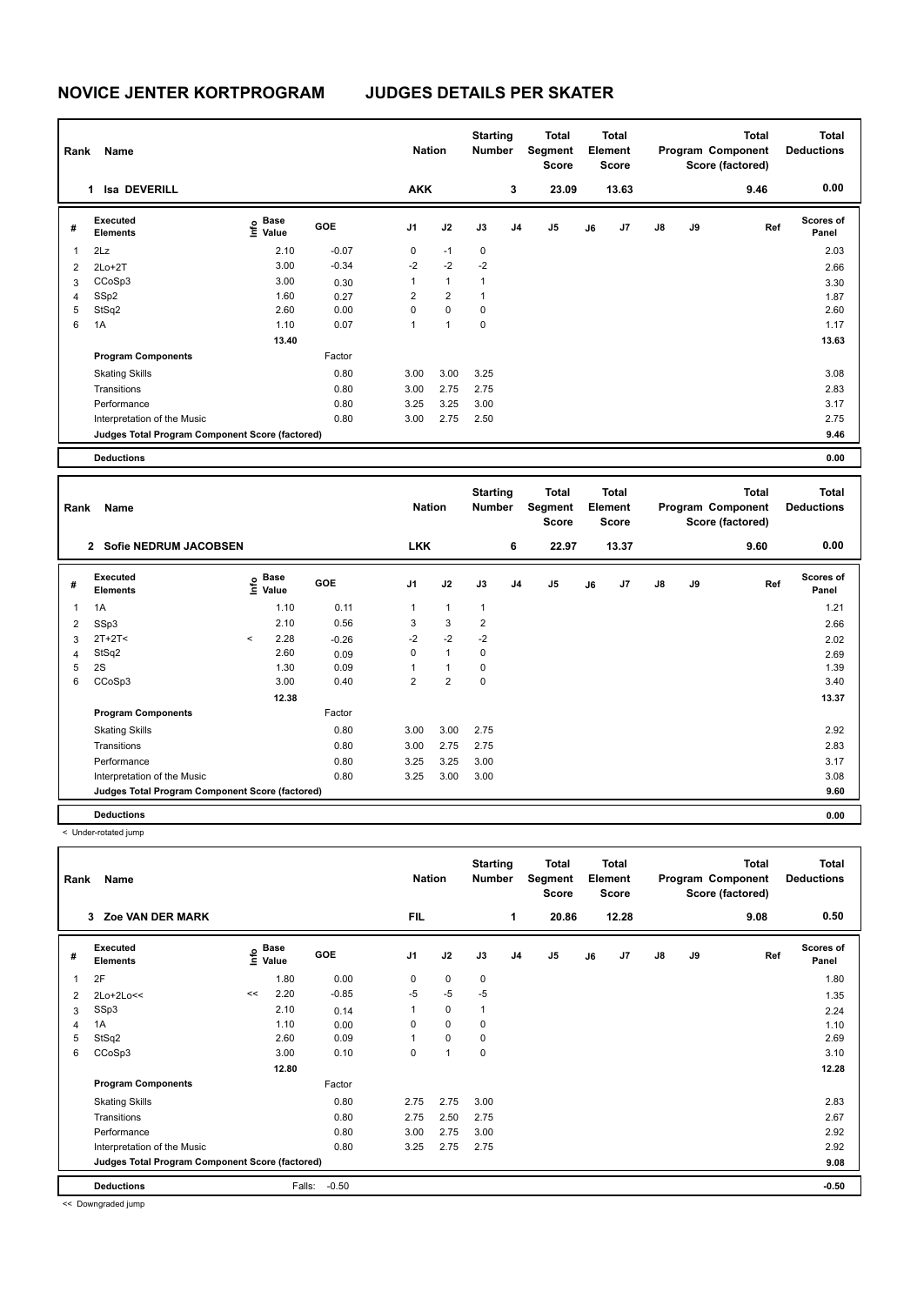# NOVICE JENTER KORTPROGRAM JUDGES DETAILS PER SKATER

| Rank | Name | Nation | Starting Number | Total Segment Score | Total Element Score | Total Program Component Score (factored) | Total Deductions |
|---|---|---|---|---|---|---|---|
| 1 | Isa DEVERILL | AKK | 3 | 23.09 | 13.63 | 9.46 | 0.00 |

| # | Executed Elements | Info | Base Value | GOE | J1 | J2 | J3 | J4 | J5 | J6 | J7 | J8 | J9 | Ref | Scores of Panel |
|---|---|---|---|---|---|---|---|---|---|---|---|---|---|---|---|
| 1 | 2Lz | | 2.10 | -0.07 | 0 | -1 | 0 | | | | | | | | 2.03 |
| 2 | 2Lo+2T | | 3.00 | -0.34 | -2 | -2 | -2 | | | | | | | | 2.66 |
| 3 | CCoSp3 | | 3.00 | 0.30 | 1 | 1 | 1 | | | | | | | | 3.30 |
| 4 | SSp2 | | 1.60 | 0.27 | 2 | 2 | 1 | | | | | | | | 1.87 |
| 5 | StSq2 | | 2.60 | 0.00 | 0 | 0 | 0 | | | | | | | | 2.60 |
| 6 | 1A | | 1.10 | 0.07 | 1 | 1 | 0 | | | | | | | | 1.17 |
| | | | 13.40 | | | | | | | | | | | | 13.63 |
| | **Program Components** | | | Factor | | | | | | | | | | | |
| | Skating Skills | | | 0.80 | 3.00 | 3.00 | 3.25 | | | | | | | | 3.08 |
| | Transitions | | | 0.80 | 3.00 | 2.75 | 2.75 | | | | | | | | 2.83 |
| | Performance | | | 0.80 | 3.25 | 3.25 | 3.00 | | | | | | | | 3.17 |
| | Interpretation of the Music | | | 0.80 | 3.00 | 2.75 | 2.50 | | | | | | | | 2.75 |
| | **Judges Total Program Component Score (factored)** | | | | | | | | | | | | | | 9.46 |
| | **Deductions** | | | | | | | | | | | | | | 0.00 |

| Rank | Name | Nation | Starting Number | Total Segment Score | Total Element Score | Total Program Component Score (factored) | Total Deductions |
|---|---|---|---|---|---|---|---|
| 2 | Sofie NEDRUM JACOBSEN | LKK | 6 | 22.97 | 13.37 | 9.60 | 0.00 |

| # | Executed Elements | Info | Base Value | GOE | J1 | J2 | J3 | J4 | J5 | J6 | J7 | J8 | J9 | Ref | Scores of Panel |
|---|---|---|---|---|---|---|---|---|---|---|---|---|---|---|---|
| 1 | 1A | | 1.10 | 0.11 | 1 | 1 | 1 | | | | | | | | 1.21 |
| 2 | SSp3 | | 2.10 | 0.56 | 3 | 3 | 2 | | | | | | | | 2.66 |
| 3 | 2T+2T< | < | 2.28 | -0.26 | -2 | -2 | -2 | | | | | | | | 2.02 |
| 4 | StSq2 | | 2.60 | 0.09 | 0 | 1 | 0 | | | | | | | | 2.69 |
| 5 | 2S | | 1.30 | 0.09 | 1 | 1 | 0 | | | | | | | | 1.39 |
| 6 | CCoSp3 | | 3.00 | 0.40 | 2 | 2 | 0 | | | | | | | | 3.40 |
| | | | 12.38 | | | | | | | | | | | | 13.37 |
| | **Program Components** | | | Factor | | | | | | | | | | | |
| | Skating Skills | | | 0.80 | 3.00 | 3.00 | 2.75 | | | | | | | | 2.92 |
| | Transitions | | | 0.80 | 3.00 | 2.75 | 2.75 | | | | | | | | 2.83 |
| | Performance | | | 0.80 | 3.25 | 3.25 | 3.00 | | | | | | | | 3.17 |
| | Interpretation of the Music | | | 0.80 | 3.25 | 3.00 | 3.00 | | | | | | | | 3.08 |
| | **Judges Total Program Component Score (factored)** | | | | | | | | | | | | | | 9.60 |
| | **Deductions** | | | | | | | | | | | | | | 0.00 |

< Under-rotated jump

| Rank | Name | Nation | Starting Number | Total Segment Score | Total Element Score | Total Program Component Score (factored) | Total Deductions |
|---|---|---|---|---|---|---|---|
| 3 | Zoe VAN DER MARK | FIL | 1 | 20.86 | 12.28 | 9.08 | 0.50 |

| # | Executed Elements | Info | Base Value | GOE | J1 | J2 | J3 | J4 | J5 | J6 | J7 | J8 | J9 | Ref | Scores of Panel |
|---|---|---|---|---|---|---|---|---|---|---|---|---|---|---|---|
| 1 | 2F | | 1.80 | 0.00 | 0 | 0 | 0 | | | | | | | | 1.80 |
| 2 | 2Lo+2Lo<< | << | 2.20 | -0.85 | -5 | -5 | -5 | | | | | | | | 1.35 |
| 3 | SSp3 | | 2.10 | 0.14 | 1 | 0 | 1 | | | | | | | | 2.24 |
| 4 | 1A | | 1.10 | 0.00 | 0 | 0 | 0 | | | | | | | | 1.10 |
| 5 | StSq2 | | 2.60 | 0.09 | 1 | 0 | 0 | | | | | | | | 2.69 |
| 6 | CCoSp3 | | 3.00 | 0.10 | 0 | 1 | 0 | | | | | | | | 3.10 |
| | | | 12.80 | | | | | | | | | | | | 12.28 |
| | **Program Components** | | | Factor | | | | | | | | | | | |
| | Skating Skills | | | 0.80 | 2.75 | 2.75 | 3.00 | | | | | | | | 2.83 |
| | Transitions | | | 0.80 | 2.75 | 2.50 | 2.75 | | | | | | | | 2.67 |
| | Performance | | | 0.80 | 3.00 | 2.75 | 3.00 | | | | | | | | 2.92 |
| | Interpretation of the Music | | | 0.80 | 3.25 | 2.75 | 2.75 | | | | | | | | 2.92 |
| | **Judges Total Program Component Score (factored)** | | | | | | | | | | | | | | 9.08 |
| | **Deductions** | | Falls: | -0.50 | | | | | | | | | | | -0.50 |

<< Downgraded jump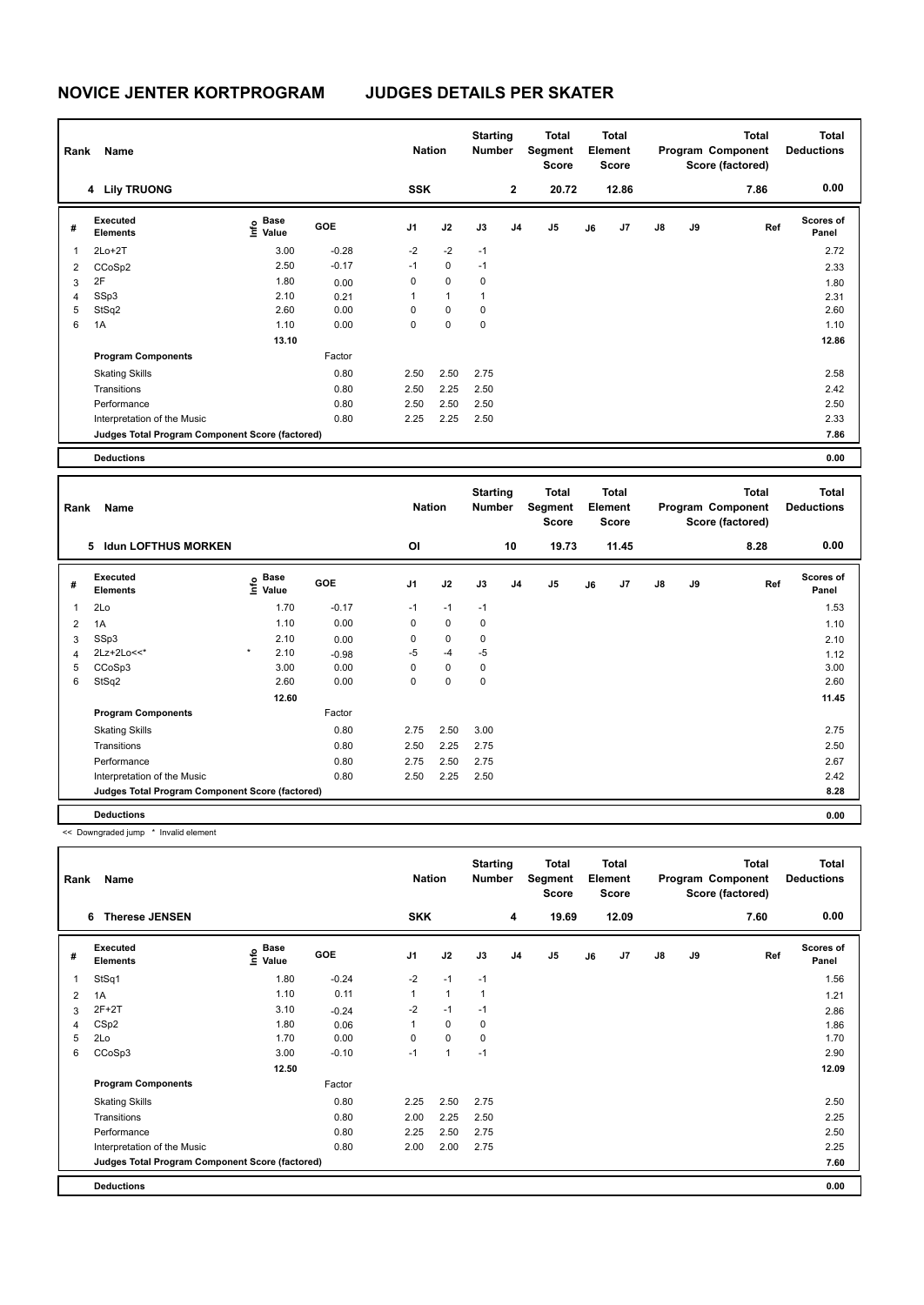# NOVICE JENTER KORTPROGRAM JUDGES DETAILS PER SKATER

| Rank | Name | Nation | Starting Number | Total Segment Score | Total Element Score | Total Program Component Score (factored) | Total Deductions |
|---|---|---|---|---|---|---|---|
| 4 | Lily TRUONG | SSK | 2 | 20.72 | 12.86 | 7.86 | 0.00 |

| # | Executed Elements | Info | Base Value | GOE | J1 | J2 | J3 | J4 | J5 | J6 | J7 | J8 | J9 | Ref | Scores of Panel |
|---|---|---|---|---|---|---|---|---|---|---|---|---|---|---|---|
| 1 | 2Lo+2T | | 3.00 | -0.28 | -2 | -2 | -1 | | | | | | | | 2.72 |
| 2 | CCoSp2 | | 2.50 | -0.17 | -1 | 0 | -1 | | | | | | | | 2.33 |
| 3 | 2F | | 1.80 | 0.00 | 0 | 0 | 0 | | | | | | | | 1.80 |
| 4 | SSp3 | | 2.10 | 0.21 | 1 | 1 | 1 | | | | | | | | 2.31 |
| 5 | StSq2 | | 2.60 | 0.00 | 0 | 0 | 0 | | | | | | | | 2.60 |
| 6 | 1A | | 1.10 | 0.00 | 0 | 0 | 0 | | | | | | | | 1.10 |
| | | | 13.10 | | | | | | | | | | | | 12.86 |
| | **Program Components** | | | Factor | | | | | | | | | | | |
| | Skating Skills | | | 0.80 | 2.50 | 2.50 | 2.75 | | | | | | | | 2.58 |
| | Transitions | | | 0.80 | 2.50 | 2.25 | 2.50 | | | | | | | | 2.42 |
| | Performance | | | 0.80 | 2.50 | 2.50 | 2.50 | | | | | | | | 2.50 |
| | Interpretation of the Music | | | 0.80 | 2.25 | 2.25 | 2.50 | | | | | | | | 2.33 |
| | **Judges Total Program Component Score (factored)** | | | | | | | | | | | | | | 7.86 |
| | **Deductions** | | | | | | | | | | | | | | 0.00 |

| Rank | Name | Nation | Starting Number | Total Segment Score | Total Element Score | Total Program Component Score (factored) | Total Deductions |
|---|---|---|---|---|---|---|---|
| 5 | Idun LOFTHUS MORKEN | OI | 10 | 19.73 | 11.45 | 8.28 | 0.00 |

| # | Executed Elements | Info | Base Value | GOE | J1 | J2 | J3 | J4 | J5 | J6 | J7 | J8 | J9 | Ref | Scores of Panel |
|---|---|---|---|---|---|---|---|---|---|---|---|---|---|---|---|
| 1 | 2Lo | | 1.70 | -0.17 | -1 | -1 | -1 | | | | | | | | 1.53 |
| 2 | 1A | | 1.10 | 0.00 | 0 | 0 | 0 | | | | | | | | 1.10 |
| 3 | SSp3 | | 2.10 | 0.00 | 0 | 0 | 0 | | | | | | | | 2.10 |
| 4 | 2Lz+2Lo<<* | * | 2.10 | -0.98 | -5 | -4 | -5 | | | | | | | | 1.12 |
| 5 | CCoSp3 | | 3.00 | 0.00 | 0 | 0 | 0 | | | | | | | | 3.00 |
| 6 | StSq2 | | 2.60 | 0.00 | 0 | 0 | 0 | | | | | | | | 2.60 |
| | | | 12.60 | | | | | | | | | | | | 11.45 |
| | **Program Components** | | | Factor | | | | | | | | | | | |
| | Skating Skills | | | 0.80 | 2.75 | 2.50 | 3.00 | | | | | | | | 2.75 |
| | Transitions | | | 0.80 | 2.50 | 2.25 | 2.75 | | | | | | | | 2.50 |
| | Performance | | | 0.80 | 2.75 | 2.50 | 2.75 | | | | | | | | 2.67 |
| | Interpretation of the Music | | | 0.80 | 2.50 | 2.25 | 2.50 | | | | | | | | 2.42 |
| | **Judges Total Program Component Score (factored)** | | | | | | | | | | | | | | 8.28 |
| | **Deductions** | | | | | | | | | | | | | | 0.00 |

<< Downgraded jump * Invalid element

| Rank | Name | Nation | Starting Number | Total Segment Score | Total Element Score | Total Program Component Score (factored) | Total Deductions |
|---|---|---|---|---|---|---|---|
| 6 | Therese JENSEN | SKK | 4 | 19.69 | 12.09 | 7.60 | 0.00 |

| # | Executed Elements | Info | Base Value | GOE | J1 | J2 | J3 | J4 | J5 | J6 | J7 | J8 | J9 | Ref | Scores of Panel |
|---|---|---|---|---|---|---|---|---|---|---|---|---|---|---|---|
| 1 | StSq1 | | 1.80 | -0.24 | -2 | -1 | -1 | | | | | | | | 1.56 |
| 2 | 1A | | 1.10 | 0.11 | 1 | 1 | 1 | | | | | | | | 1.21 |
| 3 | 2F+2T | | 3.10 | -0.24 | -2 | -1 | -1 | | | | | | | | 2.86 |
| 4 | CSp2 | | 1.80 | 0.06 | 1 | 0 | 0 | | | | | | | | 1.86 |
| 5 | 2Lo | | 1.70 | 0.00 | 0 | 0 | 0 | | | | | | | | 1.70 |
| 6 | CCoSp3 | | 3.00 | -0.10 | -1 | 1 | -1 | | | | | | | | 2.90 |
| | | | 12.50 | | | | | | | | | | | | 12.09 |
| | **Program Components** | | | Factor | | | | | | | | | | | |
| | Skating Skills | | | 0.80 | 2.25 | 2.50 | 2.75 | | | | | | | | 2.50 |
| | Transitions | | | 0.80 | 2.00 | 2.25 | 2.50 | | | | | | | | 2.25 |
| | Performance | | | 0.80 | 2.25 | 2.50 | 2.75 | | | | | | | | 2.50 |
| | Interpretation of the Music | | | 0.80 | 2.00 | 2.00 | 2.75 | | | | | | | | 2.25 |
| | **Judges Total Program Component Score (factored)** | | | | | | | | | | | | | | 7.60 |
| | **Deductions** | | | | | | | | | | | | | | 0.00 |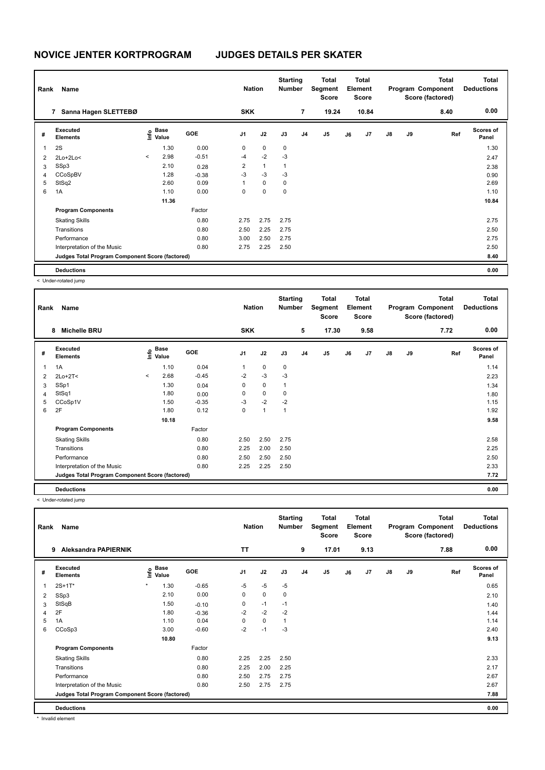# NOVICE JENTER KORTPROGRAM JUDGES DETAILS PER SKATER

| Rank | Name | Nation | Starting Number | Total Segment Score | Total Element Score | Total Program Component Score (factored) | Total Deductions |
|---|---|---|---|---|---|---|---|
| 7 | Sanna Hagen SLETTEBØ | SKK | 7 | 19.24 | 10.84 | 8.40 | 0.00 |

| # | Executed Elements | Info | Base Value | GOE | J1 | J2 | J3 | J4 | J5 | J6 | J7 | J8 | J9 | Ref | Scores of Panel |
|---|---|---|---|---|---|---|---|---|---|---|---|---|---|---|---|
| 1 | 2S | | 1.30 | 0.00 | 0 | 0 | 0 | | | | | | | | 1.30 |
| 2 | 2Lo+2Lo< | < | 2.98 | -0.51 | -4 | -2 | -3 | | | | | | | | 2.47 |
| 3 | SSp3 | | 2.10 | 0.28 | 2 | 1 | 1 | | | | | | | | 2.38 |
| 4 | CCoSpBV | | 1.28 | -0.38 | -3 | -3 | -3 | | | | | | | | 0.90 |
| 5 | StSq2 | | 2.60 | 0.09 | 1 | 0 | 0 | | | | | | | | 2.69 |
| 6 | 1A | | 1.10 | 0.00 | 0 | 0 | 0 | | | | | | | | 1.10 |
| | | | 11.36 | | | | | | | | | | | | 10.84 |
| | **Program Components** | | | Factor | | | | | | | | | | | |
| | Skating Skills | | | 0.80 | 2.75 | 2.75 | 2.75 | | | | | | | | 2.75 |
| | Transitions | | | 0.80 | 2.50 | 2.25 | 2.75 | | | | | | | | 2.50 |
| | Performance | | | 0.80 | 3.00 | 2.50 | 2.75 | | | | | | | | 2.75 |
| | Interpretation of the Music | | | 0.80 | 2.75 | 2.25 | 2.50 | | | | | | | | 2.50 |
| | **Judges Total Program Component Score (factored)** | | | | | | | | | | | | | | 8.40 |
| | **Deductions** | | | | | | | | | | | | | | 0.00 |

< Under-rotated jump

| Rank | Name | Nation | Starting Number | Total Segment Score | Total Element Score | Total Program Component Score (factored) | Total Deductions |
|---|---|---|---|---|---|---|---|
| 8 | Michelle BRU | SKK | 5 | 17.30 | 9.58 | 7.72 | 0.00 |

| # | Executed Elements | Info | Base Value | GOE | J1 | J2 | J3 | J4 | J5 | J6 | J7 | J8 | J9 | Ref | Scores of Panel |
|---|---|---|---|---|---|---|---|---|---|---|---|---|---|---|---|
| 1 | 1A | | 1.10 | 0.04 | 1 | 0 | 0 | | | | | | | | 1.14 |
| 2 | 2Lo+2T< | < | 2.68 | -0.45 | -2 | -3 | -3 | | | | | | | | 2.23 |
| 3 | SSp1 | | 1.30 | 0.04 | 0 | 0 | 1 | | | | | | | | 1.34 |
| 4 | StSq1 | | 1.80 | 0.00 | 0 | 0 | 0 | | | | | | | | 1.80 |
| 5 | CCoSp1V | | 1.50 | -0.35 | -3 | -2 | -2 | | | | | | | | 1.15 |
| 6 | 2F | | 1.80 | 0.12 | 0 | 1 | 1 | | | | | | | | 1.92 |
| | | | 10.18 | | | | | | | | | | | | 9.58 |
| | **Program Components** | | | Factor | | | | | | | | | | | |
| | Skating Skills | | | 0.80 | 2.50 | 2.50 | 2.75 | | | | | | | | 2.58 |
| | Transitions | | | 0.80 | 2.25 | 2.00 | 2.50 | | | | | | | | 2.25 |
| | Performance | | | 0.80 | 2.50 | 2.50 | 2.50 | | | | | | | | 2.50 |
| | Interpretation of the Music | | | 0.80 | 2.25 | 2.25 | 2.50 | | | | | | | | 2.33 |
| | **Judges Total Program Component Score (factored)** | | | | | | | | | | | | | | 7.72 |
| | **Deductions** | | | | | | | | | | | | | | 0.00 |

< Under-rotated jump

| Rank | Name | Nation | Starting Number | Total Segment Score | Total Element Score | Total Program Component Score (factored) | Total Deductions |
|---|---|---|---|---|---|---|---|
| 9 | Aleksandra PAPIERNIK | TT | 9 | 17.01 | 9.13 | 7.88 | 0.00 |

| # | Executed Elements | Info | Base Value | GOE | J1 | J2 | J3 | J4 | J5 | J6 | J7 | J8 | J9 | Ref | Scores of Panel |
|---|---|---|---|---|---|---|---|---|---|---|---|---|---|---|---|
| 1 | 2S+1T* | * | 1.30 | -0.65 | -5 | -5 | -5 | | | | | | | | 0.65 |
| 2 | SSp3 | | 2.10 | 0.00 | 0 | 0 | 0 | | | | | | | | 2.10 |
| 3 | StSqB | | 1.50 | -0.10 | 0 | -1 | -1 | | | | | | | | 1.40 |
| 4 | 2F | | 1.80 | -0.36 | -2 | -2 | -2 | | | | | | | | 1.44 |
| 5 | 1A | | 1.10 | 0.04 | 0 | 0 | 1 | | | | | | | | 1.14 |
| 6 | CCoSp3 | | 3.00 | -0.60 | -2 | -1 | -3 | | | | | | | | 2.40 |
| | | | 10.80 | | | | | | | | | | | | 9.13 |
| | **Program Components** | | | Factor | | | | | | | | | | | |
| | Skating Skills | | | 0.80 | 2.25 | 2.25 | 2.50 | | | | | | | | 2.33 |
| | Transitions | | | 0.80 | 2.25 | 2.00 | 2.25 | | | | | | | | 2.17 |
| | Performance | | | 0.80 | 2.50 | 2.75 | 2.75 | | | | | | | | 2.67 |
| | Interpretation of the Music | | | 0.80 | 2.50 | 2.75 | 2.75 | | | | | | | | 2.67 |
| | **Judges Total Program Component Score (factored)** | | | | | | | | | | | | | | 7.88 |
| | **Deductions** | | | | | | | | | | | | | | 0.00 |

\* Invalid element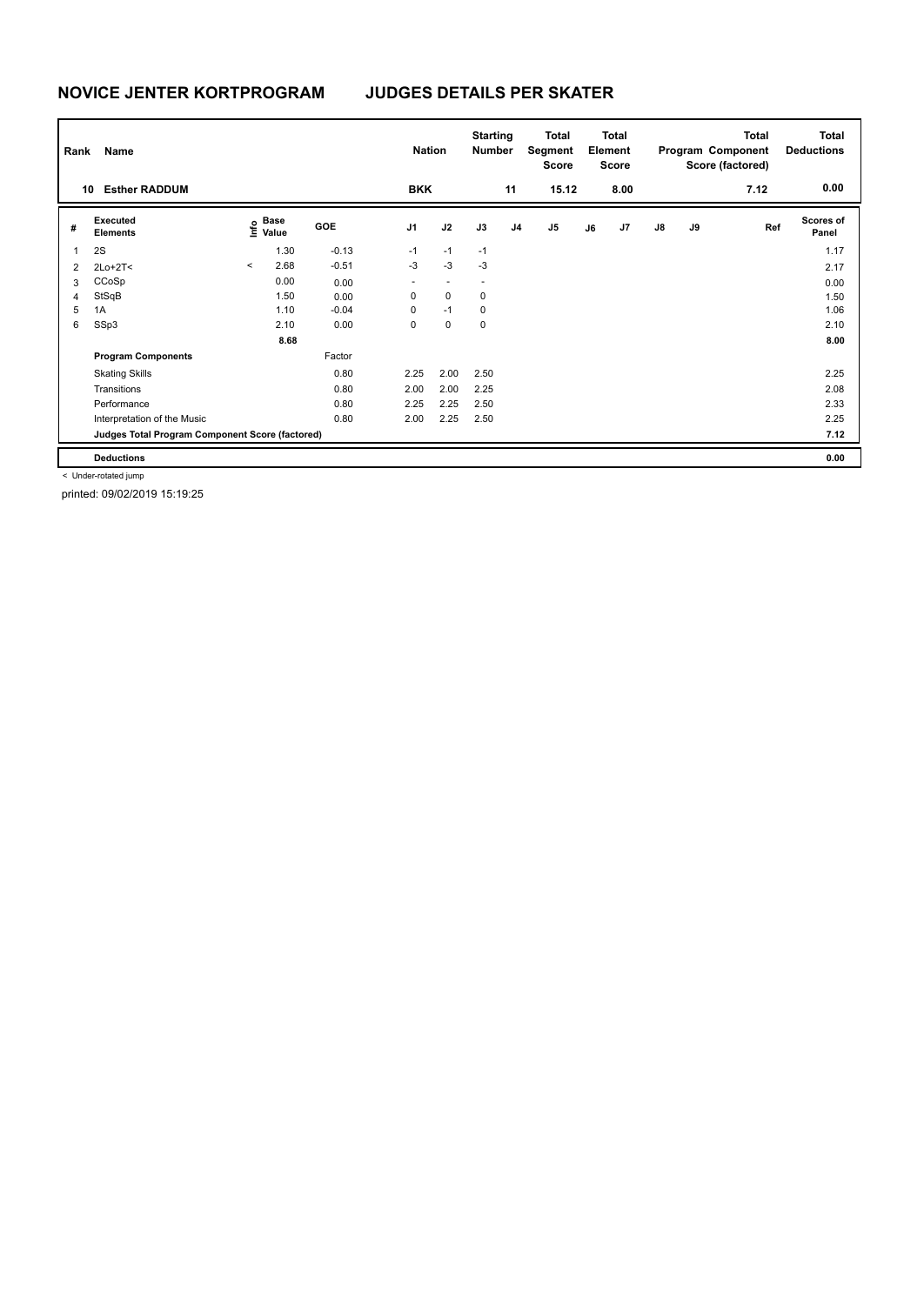# NOVICE JENTER KORTPROGRAM JUDGES DETAILS PER SKATER

| Rank | Name | Nation | Starting Number | Total Segment Score | Total Element Score | Total Program Component Score (factored) | Total Deductions |
|---|---|---|---|---|---|---|---|
| 10 | Esther RADDUM | BKK | 11 | 15.12 | 8.00 | 7.12 | 0.00 |

| # | Executed Elements | Info | Base Value | GOE | J1 | J2 | J3 | J4 | J5 | J6 | J7 | J8 | J9 | Ref | Scores of Panel |
|---|---|---|---|---|---|---|---|---|---|---|---|---|---|---|---|
| 1 | 2S | | 1.30 | -0.13 | -1 | -1 | -1 | | | | | | | | 1.17 |
| 2 | 2Lo+2T< | < | 2.68 | -0.51 | -3 | -3 | -3 | | | | | | | | 2.17 |
| 3 | CCoSp | | 0.00 | 0.00 | - | - | - | | | | | | | | 0.00 |
| 4 | StSqB | | 1.50 | 0.00 | 0 | 0 | 0 | | | | | | | | 1.50 |
| 5 | 1A | | 1.10 | -0.04 | 0 | -1 | 0 | | | | | | | | 1.06 |
| 6 | SSp3 | | 2.10 | 0.00 | 0 | 0 | 0 | | | | | | | | 2.10 |
| | | | 8.68 | | | | | | | | | | | | 8.00 |
| | **Program Components** | | | Factor | | | | | | | | | | | |
| | Skating Skills | | | 0.80 | 2.25 | 2.00 | 2.50 | | | | | | | | 2.25 |
| | Transitions | | | 0.80 | 2.00 | 2.00 | 2.25 | | | | | | | | 2.08 |
| | Performance | | | 0.80 | 2.25 | 2.25 | 2.50 | | | | | | | | 2.33 |
| | Interpretation of the Music | | | 0.80 | 2.00 | 2.25 | 2.50 | | | | | | | | 2.25 |
| | **Judges Total Program Component Score (factored)** | | | | | | | | | | | | | | 7.12 |
| | **Deductions** | | | | | | | | | | | | | | 0.00 |

< Under-rotated jump

printed: 09/02/2019 15:19:25